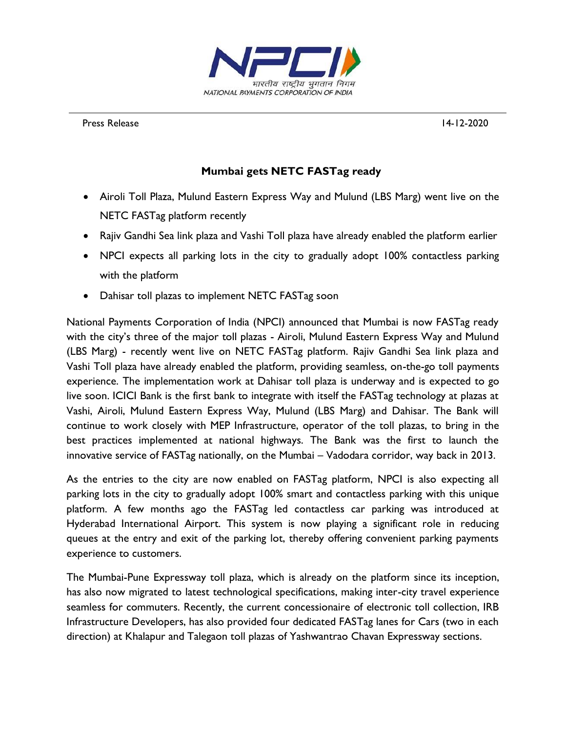भारतीय राष्ट्रीय भुगतान निगम
NATIONAL PAYMENTS CORPORATION OF INDIA

Press Release 14-12-2020

## Mumbai gets NETC FASTag ready

- Airoli Toll Plaza, Mulund Eastern Express Way and Mulund (LBS Marg) went live on the NETC FASTag platform recently
- Rajiv Gandhi Sea link plaza and Vashi Toll plaza have already enabled the platform earlier
- NPCI expects all parking lots in the city to gradually adopt 100% contactless parking with the platform
- Dahisar toll plazas to implement NETC FASTag soon

National Payments Corporation of India (NPCI) announced that Mumbai is now FASTag ready with the city's three of the major toll plazas - Airoli, Mulund Eastern Express Way and Mulund (LBS Marg) - recently went live on NETC FASTag platform. Rajiv Gandhi Sea link plaza and Vashi Toll plaza have already enabled the platform, providing seamless, on-the-go toll payments experience. The implementation work at Dahisar toll plaza is underway and is expected to go live soon. ICICI Bank is the first bank to integrate with itself the FASTag technology at plazas at Vashi, Airoli, Mulund Eastern Express Way, Mulund (LBS Marg) and Dahisar. The Bank will continue to work closely with MEP Infrastructure, operator of the toll plazas, to bring in the best practices implemented at national highways. The Bank was the first to launch the innovative service of FASTag nationally, on the Mumbai – Vadodara corridor, way back in 2013.

As the entries to the city are now enabled on FASTag platform, NPCI is also expecting all parking lots in the city to gradually adopt 100% smart and contactless parking with this unique platform. A few months ago the FASTag led contactless car parking was introduced at Hyderabad International Airport. This system is now playing a significant role in reducing queues at the entry and exit of the parking lot, thereby offering convenient parking payments experience to customers.

The Mumbai-Pune Expressway toll plaza, which is already on the platform since its inception, has also now migrated to latest technological specifications, making inter-city travel experience seamless for commuters. Recently, the current concessionaire of electronic toll collection, IRB Infrastructure Developers, has also provided four dedicated FASTag lanes for Cars (two in each direction) at Khalapur and Talegaon toll plazas of Yashwantrao Chavan Expressway sections.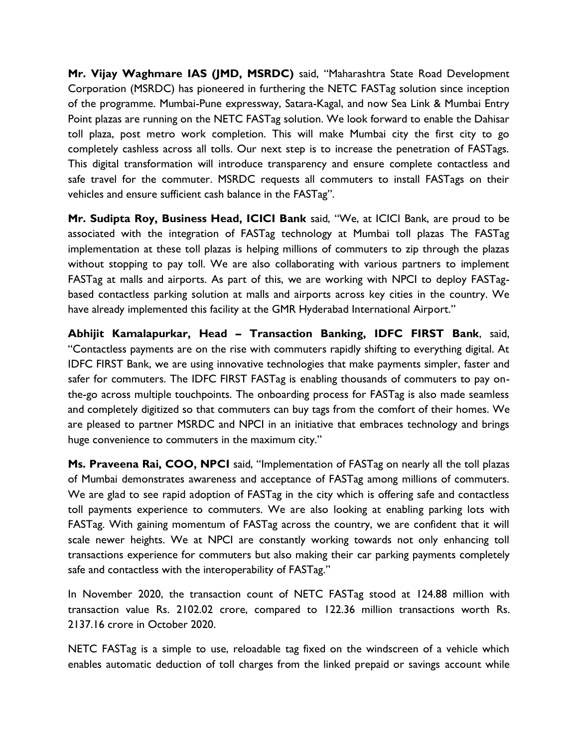**Mr. Vijay Waghmare IAS (JMD, MSRDC)** said, "Maharashtra State Road Development Corporation (MSRDC) has pioneered in furthering the NETC FASTag solution since inception of the programme. Mumbai-Pune expressway, Satara-Kagal, and now Sea Link & Mumbai Entry Point plazas are running on the NETC FASTag solution. We look forward to enable the Dahisar toll plaza, post metro work completion. This will make Mumbai city the first city to go completely cashless across all tolls. Our next step is to increase the penetration of FASTags. This digital transformation will introduce transparency and ensure complete contactless and safe travel for the commuter. MSRDC requests all commuters to install FASTags on their vehicles and ensure sufficient cash balance in the FASTag".

**Mr. Sudipta Roy, Business Head, ICICI Bank** said, "We, at ICICI Bank, are proud to be associated with the integration of FASTag technology at Mumbai toll plazas The FASTag implementation at these toll plazas is helping millions of commuters to zip through the plazas without stopping to pay toll. We are also collaborating with various partners to implement FASTag at malls and airports. As part of this, we are working with NPCI to deploy FASTag-based contactless parking solution at malls and airports across key cities in the country. We have already implemented this facility at the GMR Hyderabad International Airport."

**Abhijit Kamalapurkar, Head – Transaction Banking, IDFC FIRST Bank**, said, "Contactless payments are on the rise with commuters rapidly shifting to everything digital. At IDFC FIRST Bank, we are using innovative technologies that make payments simpler, faster and safer for commuters. The IDFC FIRST FASTag is enabling thousands of commuters to pay on-the-go across multiple touchpoints. The onboarding process for FASTag is also made seamless and completely digitized so that commuters can buy tags from the comfort of their homes. We are pleased to partner MSRDC and NPCI in an initiative that embraces technology and brings huge convenience to commuters in the maximum city."

**Ms. Praveena Rai, COO, NPCI** said, "Implementation of FASTag on nearly all the toll plazas of Mumbai demonstrates awareness and acceptance of FASTag among millions of commuters. We are glad to see rapid adoption of FASTag in the city which is offering safe and contactless toll payments experience to commuters. We are also looking at enabling parking lots with FASTag. With gaining momentum of FASTag across the country, we are confident that it will scale newer heights. We at NPCI are constantly working towards not only enhancing toll transactions experience for commuters but also making their car parking payments completely safe and contactless with the interoperability of FASTag."

In November 2020, the transaction count of NETC FASTag stood at 124.88 million with transaction value Rs. 2102.02 crore, compared to 122.36 million transactions worth Rs. 2137.16 crore in October 2020.

NETC FASTag is a simple to use, reloadable tag fixed on the windscreen of a vehicle which enables automatic deduction of toll charges from the linked prepaid or savings account while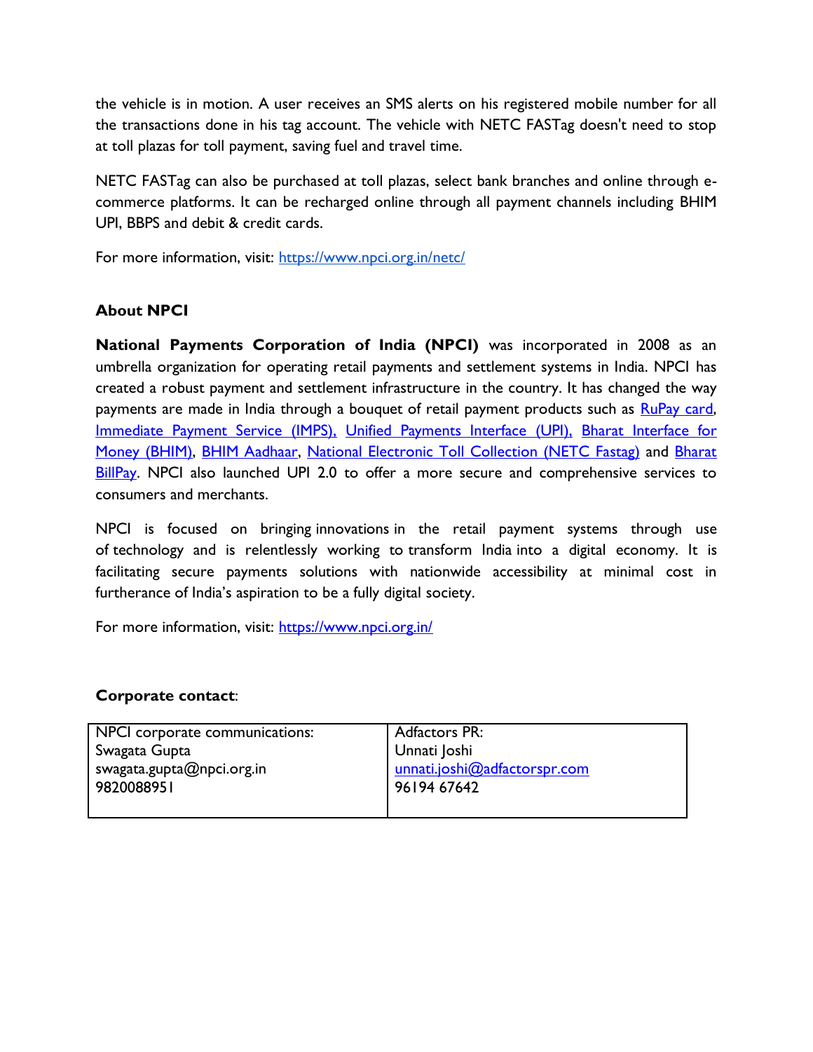the vehicle is in motion. A user receives an SMS alerts on his registered mobile number for all the transactions done in his tag account. The vehicle with NETC FASTag doesn't need to stop at toll plazas for toll payment, saving fuel and travel time.

NETC FASTag can also be purchased at toll plazas, select bank branches and online through e-commerce platforms. It can be recharged online through all payment channels including BHIM UPI, BBPS and debit & credit cards.

For more information, visit: [https://www.npci.org.in/netc/](https://www.npci.org.in/netc/)

**About NPCI**

**National Payments Corporation of India (NPCI)** was incorporated in 2008 as an umbrella organization for operating retail payments and settlement systems in India. NPCI has created a robust payment and settlement infrastructure in the country. It has changed the way payments are made in India through a bouquet of retail payment products such as RuPay card, Immediate Payment Service (IMPS), Unified Payments Interface (UPI), Bharat Interface for Money (BHIM), BHIM Aadhaar, National Electronic Toll Collection (NETC Fastag) and Bharat BillPay. NPCI also launched UPI 2.0 to offer a more secure and comprehensive services to consumers and merchants.

NPCI is focused on bringing innovations in the retail payment systems through use of technology and is relentlessly working to transform India into a digital economy. It is facilitating secure payments solutions with nationwide accessibility at minimal cost in furtherance of India's aspiration to be a fully digital society.

For more information, visit: [https://www.npci.org.in/](https://www.npci.org.in/)

**Corporate contact**:

| | |
|---|---|
| NPCI corporate communications:<br>Swagata Gupta<br>swagata.gupta@npci.org.in<br>9820088951 | Adfactors PR:<br>Unnati Joshi<br>unnati.joshi@adfactorspr.com<br>96194 67642 |